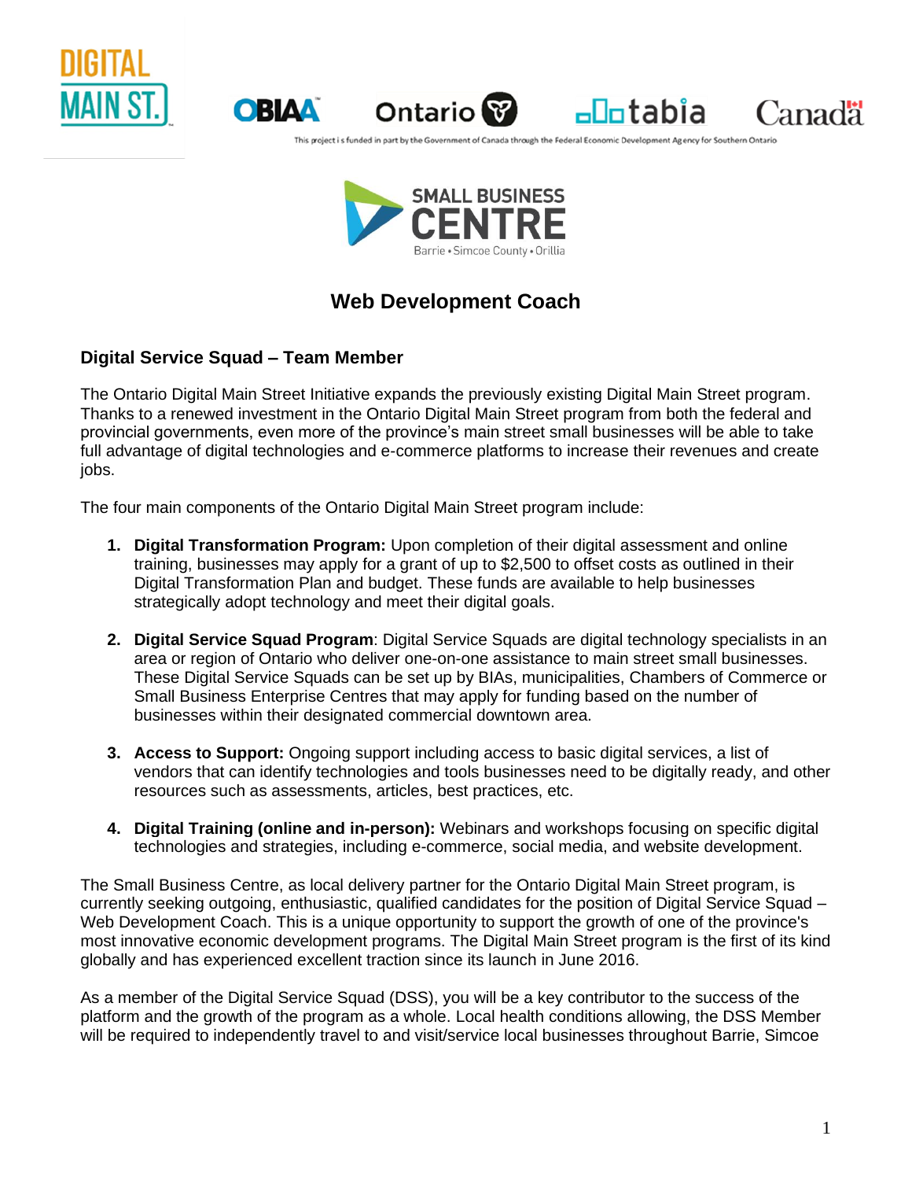This project is funded in part by the Government of Canada through the Federal Economic Development Agency for Southern Ontario

# Web Development Coach

## Digital Service Squad – Team Member

The Ontario Digital Main Street Initiative expands the previously existing Digital Main Street program. Thanks to a renewed investment in the Ontario Digital Main Street program from both the federal and provincial governments, even more of the province's main street small businesses will be able to take full advantage of digital technologies and e-commerce platforms to increase their revenues and create jobs.

The four main components of the Ontario Digital Main Street program include:

1. **Digital Transformation Program:** Upon completion of their digital assessment and online training, businesses may apply for a grant of up to $2,500 to offset costs as outlined in their Digital Transformation Plan and budget. These funds are available to help businesses strategically adopt technology and meet their digital goals.

2. **Digital Service Squad Program**: Digital Service Squads are digital technology specialists in an area or region of Ontario who deliver one-on-one assistance to main street small businesses. These Digital Service Squads can be set up by BIAs, municipalities, Chambers of Commerce or Small Business Enterprise Centres that may apply for funding based on the number of businesses within their designated commercial downtown area.

3. **Access to Support:** Ongoing support including access to basic digital services, a list of vendors that can identify technologies and tools businesses need to be digitally ready, and other resources such as assessments, articles, best practices, etc.

4. **Digital Training (online and in-person):** Webinars and workshops focusing on specific digital technologies and strategies, including e-commerce, social media, and website development.

The Small Business Centre, as local delivery partner for the Ontario Digital Main Street program, is currently seeking outgoing, enthusiastic, qualified candidates for the position of Digital Service Squad – Web Development Coach. This is a unique opportunity to support the growth of one of the province's most innovative economic development programs. The Digital Main Street program is the first of its kind globally and has experienced excellent traction since its launch in June 2016.

As a member of the Digital Service Squad (DSS), you will be a key contributor to the success of the platform and the growth of the program as a whole. Local health conditions allowing, the DSS Member will be required to independently travel to and visit/service local businesses throughout Barrie, Simcoe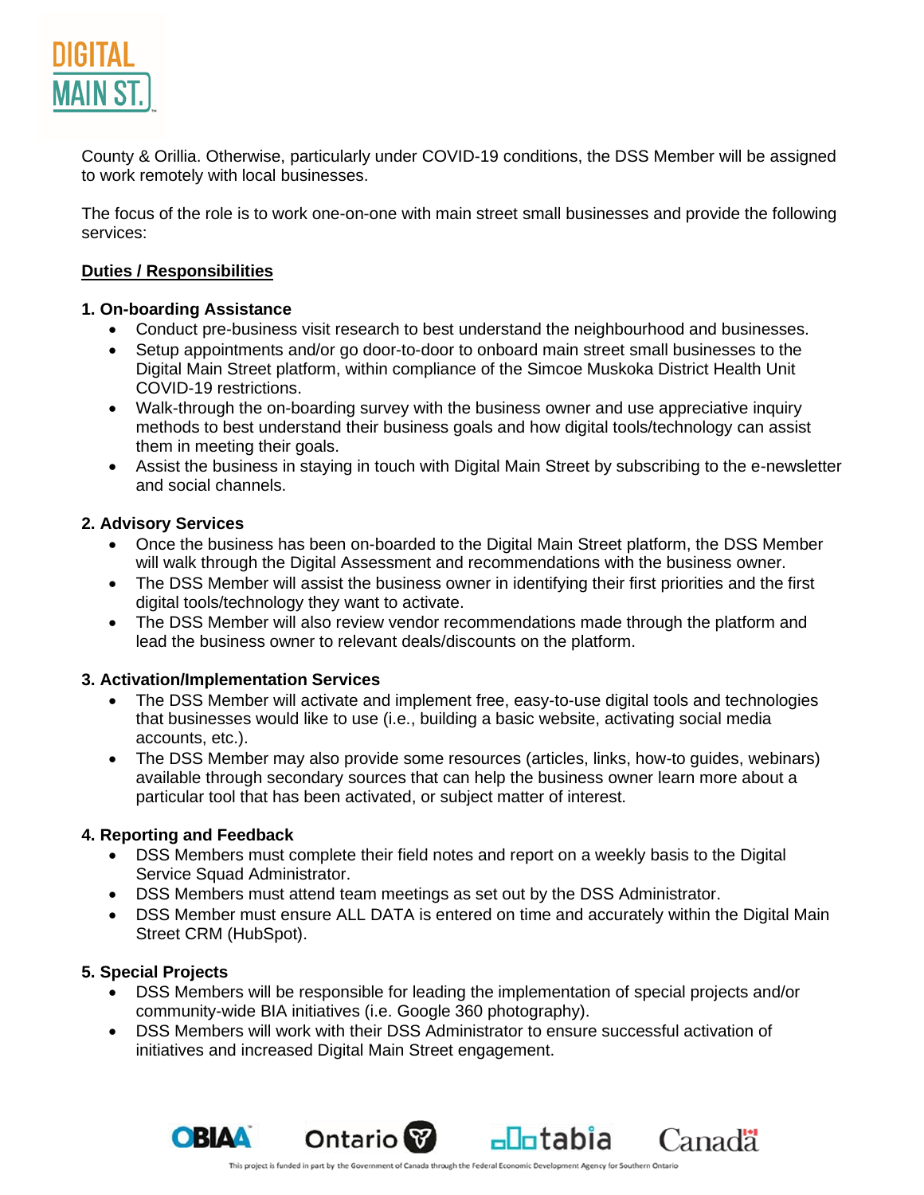County & Orillia. Otherwise, particularly under COVID-19 conditions, the DSS Member will be assigned to work remotely with local businesses.

The focus of the role is to work one-on-one with main street small businesses and provide the following services:

**Duties / Responsibilities**

**1. On-boarding Assistance**

- Conduct pre-business visit research to best understand the neighbourhood and businesses.
- Setup appointments and/or go door-to-door to onboard main street small businesses to the Digital Main Street platform, within compliance of the Simcoe Muskoka District Health Unit COVID-19 restrictions.
- Walk-through the on-boarding survey with the business owner and use appreciative inquiry methods to best understand their business goals and how digital tools/technology can assist them in meeting their goals.
- Assist the business in staying in touch with Digital Main Street by subscribing to the e-newsletter and social channels.

**2. Advisory Services**

- Once the business has been on-boarded to the Digital Main Street platform, the DSS Member will walk through the Digital Assessment and recommendations with the business owner.
- The DSS Member will assist the business owner in identifying their first priorities and the first digital tools/technology they want to activate.
- The DSS Member will also review vendor recommendations made through the platform and lead the business owner to relevant deals/discounts on the platform.

**3. Activation/Implementation Services**

- The DSS Member will activate and implement free, easy-to-use digital tools and technologies that businesses would like to use (i.e., building a basic website, activating social media accounts, etc.).
- The DSS Member may also provide some resources (articles, links, how-to guides, webinars) available through secondary sources that can help the business owner learn more about a particular tool that has been activated, or subject matter of interest.

**4. Reporting and Feedback**

- DSS Members must complete their field notes and report on a weekly basis to the Digital Service Squad Administrator.
- DSS Members must attend team meetings as set out by the DSS Administrator.
- DSS Member must ensure ALL DATA is entered on time and accurately within the Digital Main Street CRM (HubSpot).

**5. Special Projects**

- DSS Members will be responsible for leading the implementation of special projects and/or community-wide BIA initiatives (i.e. Google 360 photography).
- DSS Members will work with their DSS Administrator to ensure successful activation of initiatives and increased Digital Main Street engagement.

This project is funded in part by the Government of Canada through the Federal Economic Development Agency for Southern Ontario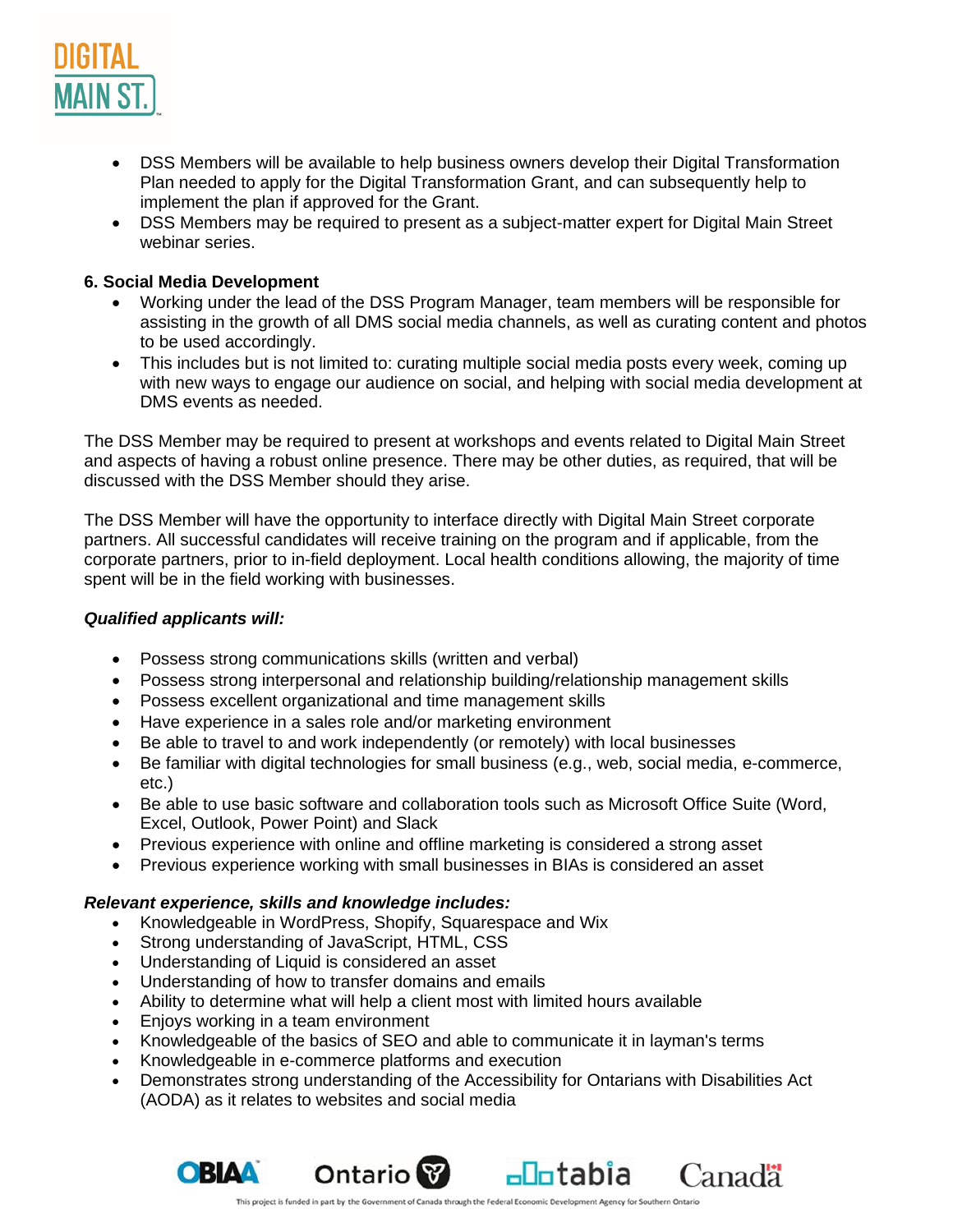- DSS Members will be available to help business owners develop their Digital Transformation Plan needed to apply for the Digital Transformation Grant, and can subsequently help to implement the plan if approved for the Grant.
- DSS Members may be required to present as a subject-matter expert for Digital Main Street webinar series.

**6. Social Media Development**

- Working under the lead of the DSS Program Manager, team members will be responsible for assisting in the growth of all DMS social media channels, as well as curating content and photos to be used accordingly.
- This includes but is not limited to: curating multiple social media posts every week, coming up with new ways to engage our audience on social, and helping with social media development at DMS events as needed.

The DSS Member may be required to present at workshops and events related to Digital Main Street and aspects of having a robust online presence. There may be other duties, as required, that will be discussed with the DSS Member should they arise.

The DSS Member will have the opportunity to interface directly with Digital Main Street corporate partners. All successful candidates will receive training on the program and if applicable, from the corporate partners, prior to in-field deployment. Local health conditions allowing, the majority of time spent will be in the field working with businesses.

***Qualified applicants will:***

- Possess strong communications skills (written and verbal)
- Possess strong interpersonal and relationship building/relationship management skills
- Possess excellent organizational and time management skills
- Have experience in a sales role and/or marketing environment
- Be able to travel to and work independently (or remotely) with local businesses
- Be familiar with digital technologies for small business (e.g., web, social media, e-commerce, etc.)
- Be able to use basic software and collaboration tools such as Microsoft Office Suite (Word, Excel, Outlook, Power Point) and Slack
- Previous experience with online and offline marketing is considered a strong asset
- Previous experience working with small businesses in BIAs is considered an asset

***Relevant experience, skills and knowledge includes:***

- Knowledgeable in WordPress, Shopify, Squarespace and Wix
- Strong understanding of JavaScript, HTML, CSS
- Understanding of Liquid is considered an asset
- Understanding of how to transfer domains and emails
- Ability to determine what will help a client most with limited hours available
- Enjoys working in a team environment
- Knowledgeable of the basics of SEO and able to communicate it in layman's terms
- Knowledgeable in e-commerce platforms and execution
- Demonstrates strong understanding of the Accessibility for Ontarians with Disabilities Act (AODA) as it relates to websites and social media

This project is funded in part by the Government of Canada through the Federal Economic Development Agency for Southern Ontario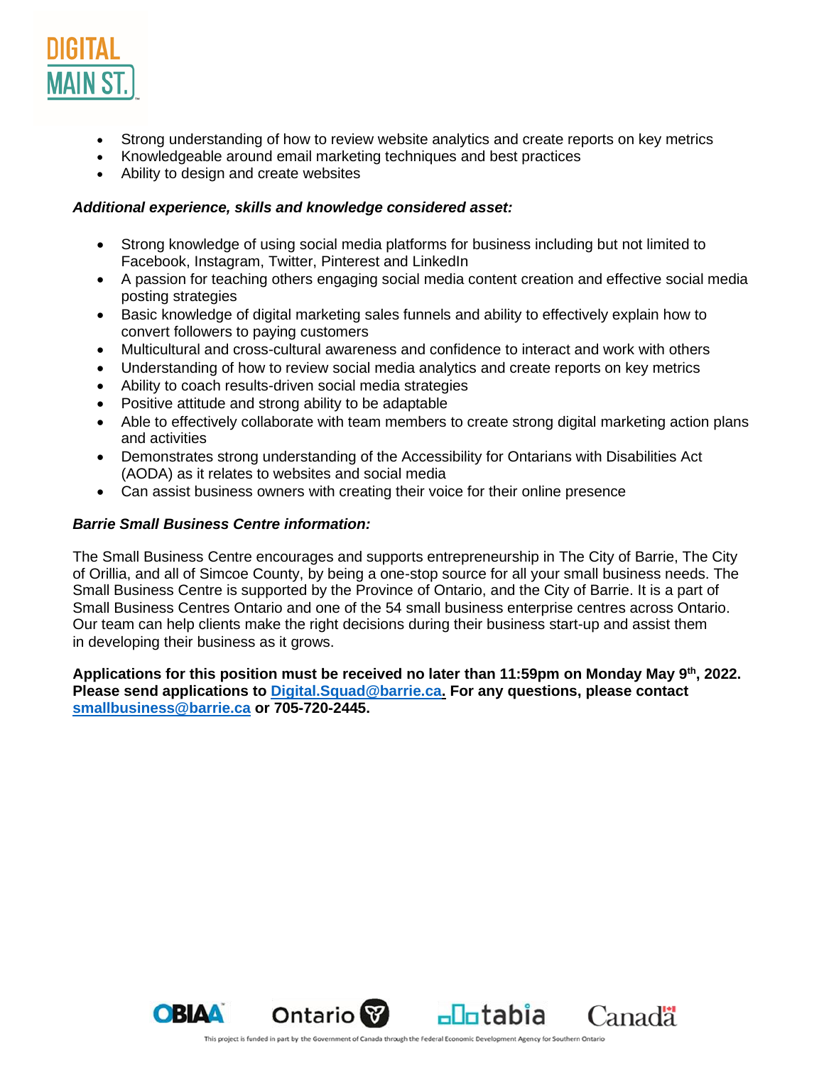- Strong understanding of how to review website analytics and create reports on key metrics
- Knowledgeable around email marketing techniques and best practices
- Ability to design and create websites

***Additional experience, skills and knowledge considered asset:***

- Strong knowledge of using social media platforms for business including but not limited to Facebook, Instagram, Twitter, Pinterest and LinkedIn
- A passion for teaching others engaging social media content creation and effective social media posting strategies
- Basic knowledge of digital marketing sales funnels and ability to effectively explain how to convert followers to paying customers
- Multicultural and cross-cultural awareness and confidence to interact and work with others
- Understanding of how to review social media analytics and create reports on key metrics
- Ability to coach results-driven social media strategies
- Positive attitude and strong ability to be adaptable
- Able to effectively collaborate with team members to create strong digital marketing action plans and activities
- Demonstrates strong understanding of the Accessibility for Ontarians with Disabilities Act (AODA) as it relates to websites and social media
- Can assist business owners with creating their voice for their online presence

***Barrie Small Business Centre information:***

The Small Business Centre encourages and supports entrepreneurship in The City of Barrie, The City of Orillia, and all of Simcoe County, by being a one-stop source for all your small business needs. The Small Business Centre is supported by the Province of Ontario, and the City of Barrie. It is a part of Small Business Centres Ontario and one of the 54 small business enterprise centres across Ontario. Our team can help clients make the right decisions during their business start-up and assist them in developing their business as it grows.

**Applications for this position must be received no later than 11:59pm on Monday May 9th, 2022. Please send applications to Digital.Squad@barrie.ca. For any questions, please contact smallbusiness@barrie.ca or 705-720-2445.**

This project is funded in part by the Government of Canada through the Federal Economic Development Agency for Southern Ontario